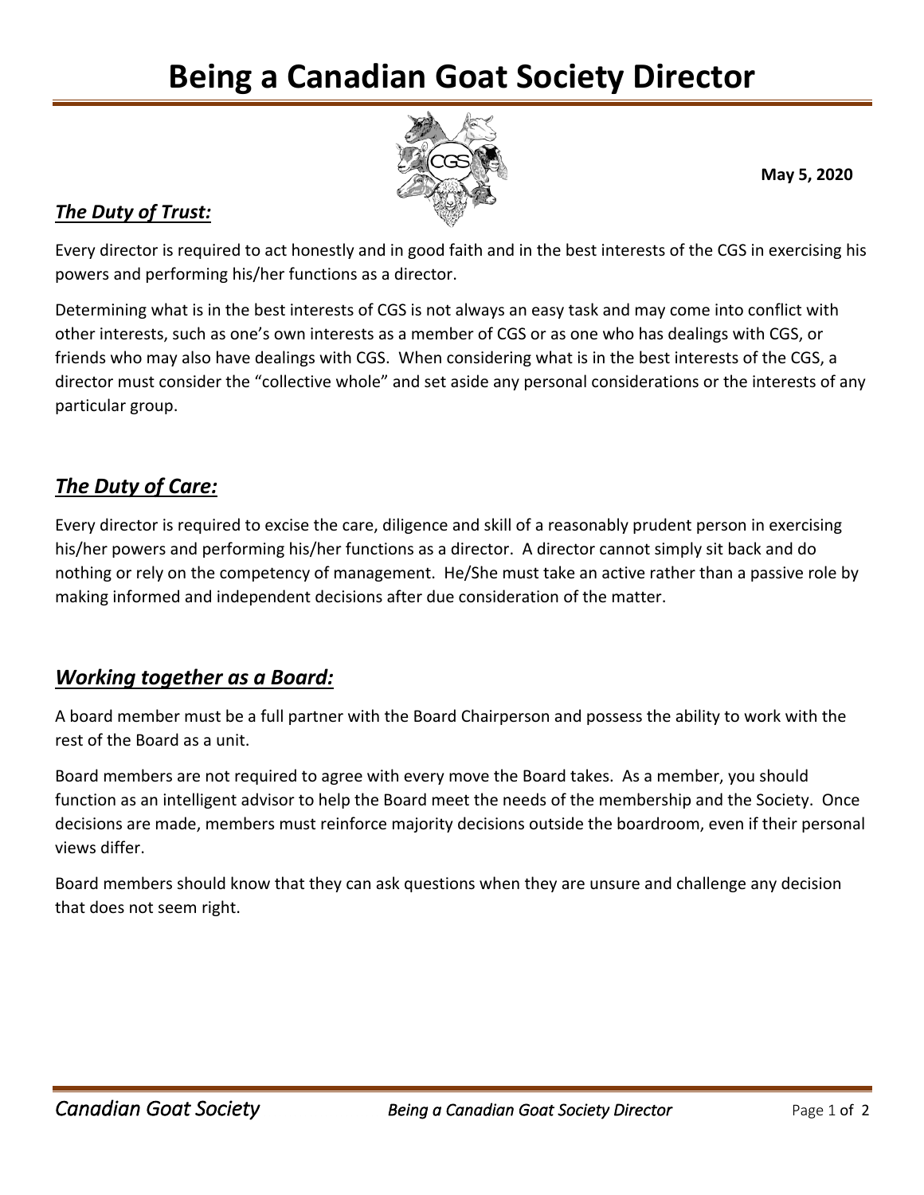# Being a Canadian Goat Society Director

**May 5, 2020**

## ***The Duty of Trust:***

Every director is required to act honestly and in good faith and in the best interests of the CGS in exercising his powers and performing his/her functions as a director.

Determining what is in the best interests of CGS is not always an easy task and may come into conflict with other interests, such as one's own interests as a member of CGS or as one who has dealings with CGS, or friends who may also have dealings with CGS. When considering what is in the best interests of the CGS, a director must consider the "collective whole" and set aside any personal considerations or the interests of any particular group.

## ***The Duty of Care:***

Every director is required to excise the care, diligence and skill of a reasonably prudent person in exercising his/her powers and performing his/her functions as a director. A director cannot simply sit back and do nothing or rely on the competency of management. He/She must take an active rather than a passive role by making informed and independent decisions after due consideration of the matter.

## ***Working together as a Board:***

A board member must be a full partner with the Board Chairperson and possess the ability to work with the rest of the Board as a unit.

Board members are not required to agree with every move the Board takes. As a member, you should function as an intelligent advisor to help the Board meet the needs of the membership and the Society. Once decisions are made, members must reinforce majority decisions outside the boardroom, even if their personal views differ.

Board members should know that they can ask questions when they are unsure and challenge any decision that does not seem right.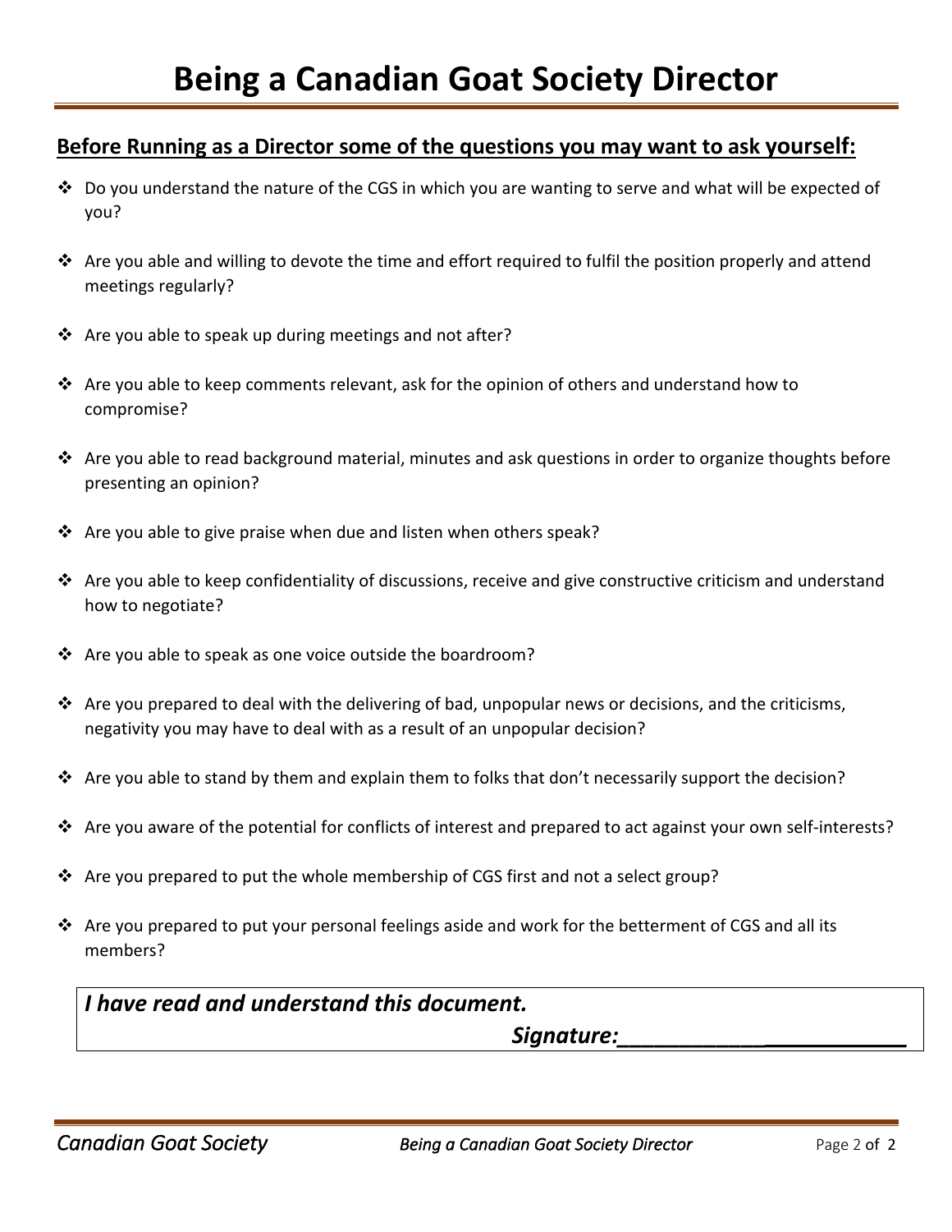# Being a Canadian Goat Society Director

## Before Running as a Director some of the questions you may want to ask yourself:

- Do you understand the nature of the CGS in which you are wanting to serve and what will be expected of you?
- Are you able and willing to devote the time and effort required to fulfil the position properly and attend meetings regularly?
- Are you able to speak up during meetings and not after?
- Are you able to keep comments relevant, ask for the opinion of others and understand how to compromise?
- Are you able to read background material, minutes and ask questions in order to organize thoughts before presenting an opinion?
- Are you able to give praise when due and listen when others speak?
- Are you able to keep confidentiality of discussions, receive and give constructive criticism and understand how to negotiate?
- Are you able to speak as one voice outside the boardroom?
- Are you prepared to deal with the delivering of bad, unpopular news or decisions, and the criticisms, negativity you may have to deal with as a result of an unpopular decision?
- Are you able to stand by them and explain them to folks that don't necessarily support the decision?
- Are you aware of the potential for conflicts of interest and prepared to act against your own self-interests?
- Are you prepared to put the whole membership of CGS first and not a select group?
- Are you prepared to put your personal feelings aside and work for the betterment of CGS and all its members?

***I have read and understand this document.***

***Signature:________________________***